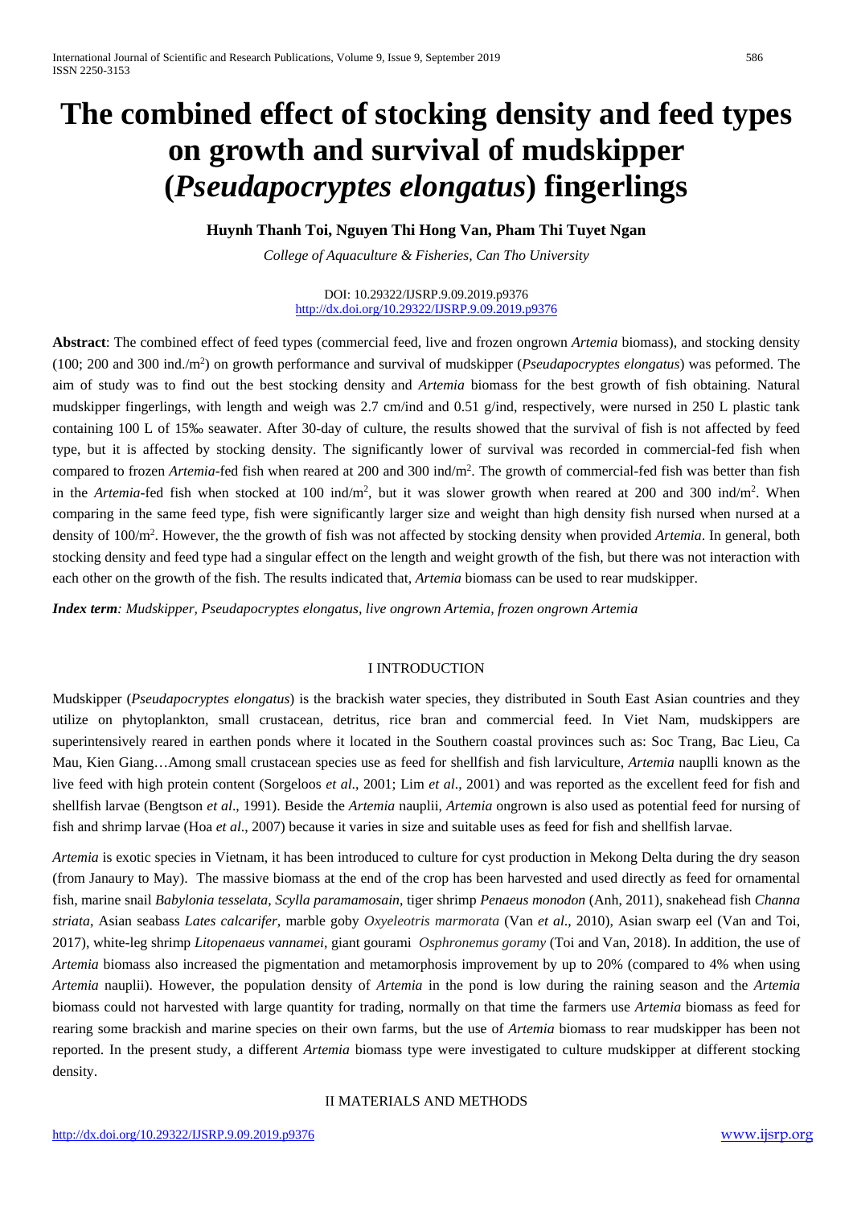# The combined effect of stocking density and feed types on growth and survival of mudskipper (*Pseudapocryptes elongatus*) fingerlings

**Huynh Thanh Toi, Nguyen Thi Hong Van, Pham Thi Tuyet Ngan**

*College of Aquaculture & Fisheries, Can Tho University*

DOI: 10.29322/IJSRP.9.09.2019.p9376
http://dx.doi.org/10.29322/IJSRP.9.09.2019.p9376

**Abstract**: The combined effect of feed types (commercial feed, live and frozen ongrown *Artemia* biomass), and stocking density (100; 200 and 300 ind./m$^2$) on growth performance and survival of mudskipper (*Pseudapocryptes elongatus*) was peformed. The aim of study was to find out the best stocking density and *Artemia* biomass for the best growth of fish obtaining. Natural mudskipper fingerlings, with length and weigh was 2.7 cm/ind and 0.51 g/ind, respectively, were nursed in 250 L plastic tank containing 100 L of 15‰ seawater. After 30-day of culture, the results showed that the survival of fish is not affected by feed type, but it is affected by stocking density. The significantly lower of survival was recorded in commercial-fed fish when compared to frozen *Artemia*-fed fish when reared at 200 and 300 ind/m$^2$. The growth of commercial-fed fish was better than fish in the *Artemia*-fed fish when stocked at 100 ind/m$^2$, but it was slower growth when reared at 200 and 300 ind/m$^2$. When comparing in the same feed type, fish were significantly larger size and weight than high density fish nursed when nursed at a density of 100/m$^2$. However, the the growth of fish was not affected by stocking density when provided *Artemia*. In general, both stocking density and feed type had a singular effect on the length and weight growth of the fish, but there was not interaction with each other on the growth of the fish. The results indicated that, *Artemia* biomass can be used to rear mudskipper.

***Index term**: Mudskipper, Pseudapocryptes elongatus, live ongrown Artemia, frozen ongrown Artemia*

## I INTRODUCTION

Mudskipper (*Pseudapocryptes elongatus*) is the brackish water species, they distributed in South East Asian countries and they utilize on phytoplankton, small crustacean, detritus, rice bran and commercial feed. In Viet Nam, mudskippers are superintensively reared in earthen ponds where it located in the Southern coastal provinces such as: Soc Trang, Bac Lieu, Ca Mau, Kien Giang…Among small crustacean species use as feed for shellfish and fish larviculture, *Artemia* nauplli known as the live feed with high protein content (Sorgeloos *et al*., 2001; Lim *et al*., 2001) and was reported as the excellent feed for fish and shellfish larvae (Bengtson *et al*., 1991). Beside the *Artemia* nauplii, *Artemia* ongrown is also used as potential feed for nursing of fish and shrimp larvae (Hoa *et al*., 2007) because it varies in size and suitable uses as feed for fish and shellfish larvae.

*Artemia* is exotic species in Vietnam, it has been introduced to culture for cyst production in Mekong Delta during the dry season (from Janaury to May). The massive biomass at the end of the crop has been harvested and used directly as feed for ornamental fish, marine snail *Babylonia tesselata*, *Scylla paramamosain*, tiger shrimp *Penaeus monodon* (Anh, 2011), snakehead fish *Channa striata*, Asian seabass *Lates calcarifer*, marble goby *Oxyeleotris marmorata* (Van *et al*., 2010), Asian swarp eel (Van and Toi, 2017), white-leg shrimp *Litopenaeus vannamei*, giant gourami *Osphronemus goramy* (Toi and Van, 2018). In addition, the use of *Artemia* biomass also increased the pigmentation and metamorphosis improvement by up to 20% (compared to 4% when using *Artemia* nauplii). However, the population density of *Artemia* in the pond is low during the raining season and the *Artemia* biomass could not harvested with large quantity for trading, normally on that time the farmers use *Artemia* biomass as feed for rearing some brackish and marine species on their own farms, but the use of *Artemia* biomass to rear mudskipper has been not reported. In the present study, a different *Artemia* biomass type were investigated to culture mudskipper at different stocking density.

## II MATERIALS AND METHODS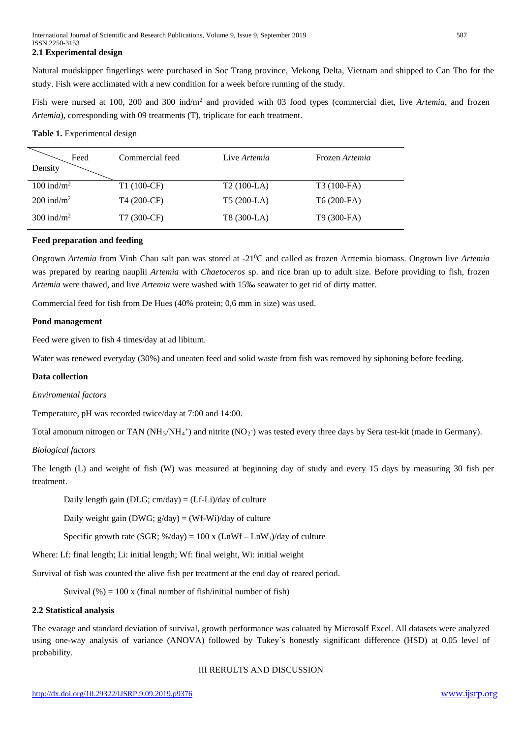## 2.1 Experimental design

Natural mudskipper fingerlings were purchased in Soc Trang province, Mekong Delta, Vietnam and shipped to Can Tho for the study. Fish were acclimated with a new condition for a week before running of the study.

Fish were nursed at 100, 200 and 300 ind/m$^2$ and provided with 03 food types (commercial diet, live *Artemia*, and frozen *Artemia*), corresponding with 09 treatments (T), triplicate for each treatment.

**Table 1.** Experimental design

| Density \ Feed | Commercial feed | Live *Artemia* | Frozen *Artemia* |
|---|---|---|---|
| 100 ind/m$^2$ | T1 (100-CF) | T2 (100-LA) | T3 (100-FA) |
| 200 ind/m$^2$ | T4 (200-CF) | T5 (200-LA) | T6 (200-FA) |
| 300 ind/m$^2$ | T7 (300-CF) | T8 (300-LA) | T9 (300-FA) |

**Feed preparation and feeding**

Ongrown *Artemia* from Vinh Chau salt pan was stored at -21$^0$C and called as frozen Arrtemia biomass. Ongrown live *Artemia* was prepared by rearing nauplii *Artemia* with *Chaetoceros* sp. and rice bran up to adult size. Before providing to fish, frozen *Artemia* were thawed, and live *Artemia* were washed with 15‰ seawater to get rid of dirty matter.

Commercial feed for fish from De Hues (40% protein; 0,6 mm in size) was used.

**Pond management**

Feed were given to fish 4 times/day at ad libitum.

Water was renewed everyday (30%) and uneaten feed and solid waste from fish was removed by siphoning before feeding.

**Data collection**

*Enviromental factors*

Temperature, pH was recorded twice/day at 7:00 and 14:00.

Total amonum nitrogen or TAN ($NH_3/NH_4^+$) and nitrite ($NO_2^-$) was tested every three days by Sera test-kit (made in Germany).

*Biological factors*

The length (L) and weight of fish (W) was measured at beginning day of study and every 15 days by measuring 30 fish per treatment.

Daily length gain (DLG; cm/day) = (Lf-Li)/day of culture

Daily weight gain (DWG; g/day) = (Wf-Wi)/day of culture

Specific growth rate (SGR; %/day) = 100 x ($LnWf – LnW_i$)/day of culture

Where: Lf: final length; Li: initial length; Wf: final weight, Wi: initial weight

Survival of fish was counted the alive fish per treatment at the end day of reared period.

Suvival (%) = 100 x (final number of fish/initial number of fish)

## 2.2 Statistical analysis

The evarage and standard deviation of survival, growth performance was caluated by Microsolf Excel. All datasets were analyzed using one-way analysis of variance (ANOVA) followed by Tukey´s honestly significant difference (HSD) at 0.05 level of probability.

# III RERULTS AND DISCUSSION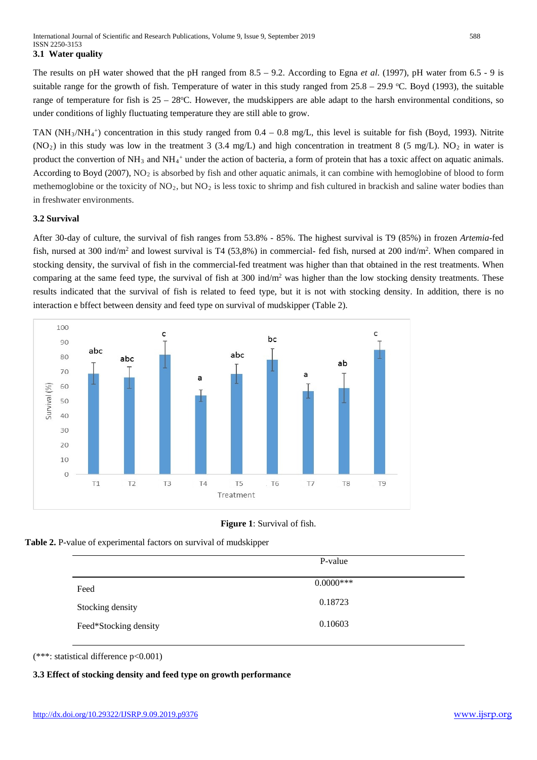### 3.1 Water quality

The results on pH water showed that the pH ranged from 8.5 – 9.2. According to Egna *et al.* (1997), pH water from 6.5 - 9 is suitable range for the growth of fish. Temperature of water in this study ranged from 25.8 – 29.9 $^{o}$C. Boyd (1993), the suitable range of temperature for fish is 25 – 28$^{o}$C. However, the mudskippers are able adapt to the harsh environmental conditions, so under conditions of lighly fluctuating temperature they are still able to grow.

TAN ($NH_3$/$NH_4^+$) concentration in this study ranged from 0.4 – 0.8 mg/L, this level is suitable for fish (Boyd, 1993). Nitrite ($NO_2$) in this study was low in the treatment 3 (3.4 mg/L) and high concentration in treatment 8 (5 mg/L). $NO_2$ in water is product the convertion of $NH_3$ and $NH_4^+$ under the action of bacteria, a form of protein that has a toxic affect on aquatic animals. According to Boyd (2007), $NO_2$ is absorbed by fish and other aquatic animals, it can combine with hemoglobine of blood to form methemoglobine or the toxicity of $NO_2$, but $NO_2$ is less toxic to shrimp and fish cultured in brackish and saline water bodies than in freshwater environments.

### 3.2 Survival

After 30-day of culture, the survival of fish ranges from 53.8% - 85%. The highest survival is T9 (85%) in frozen *Artemia*-fed fish, nursed at 300 ind/m$^2$ and lowest survival is T4 (53,8%) in commercial- fed fish, nursed at 200 ind/m$^2$. When compared in stocking density, the survival of fish in the commercial-fed treatment was higher than that obtained in the rest treatments. When comparing at the same feed type, the survival of fish at 300 ind/m$^2$ was higher than the low stocking density treatments. These results indicated that the survival of fish is related to feed type, but it is not with stocking density. In addition, there is no interaction e bffect between density and feed type on survival of mudskipper (Table 2).

**Figure 1**: Survival of fish.

**Table 2.** P-value of experimental factors on survival of mudskipper

| | P-value |
|---|---|
| Feed | 0.0000*** |
| Stocking density | 0.18723 |
| Feed*Stocking density | 0.10603 |

(***: statistical difference p<0.001)

### 3.3 Effect of stocking density and feed type on growth performance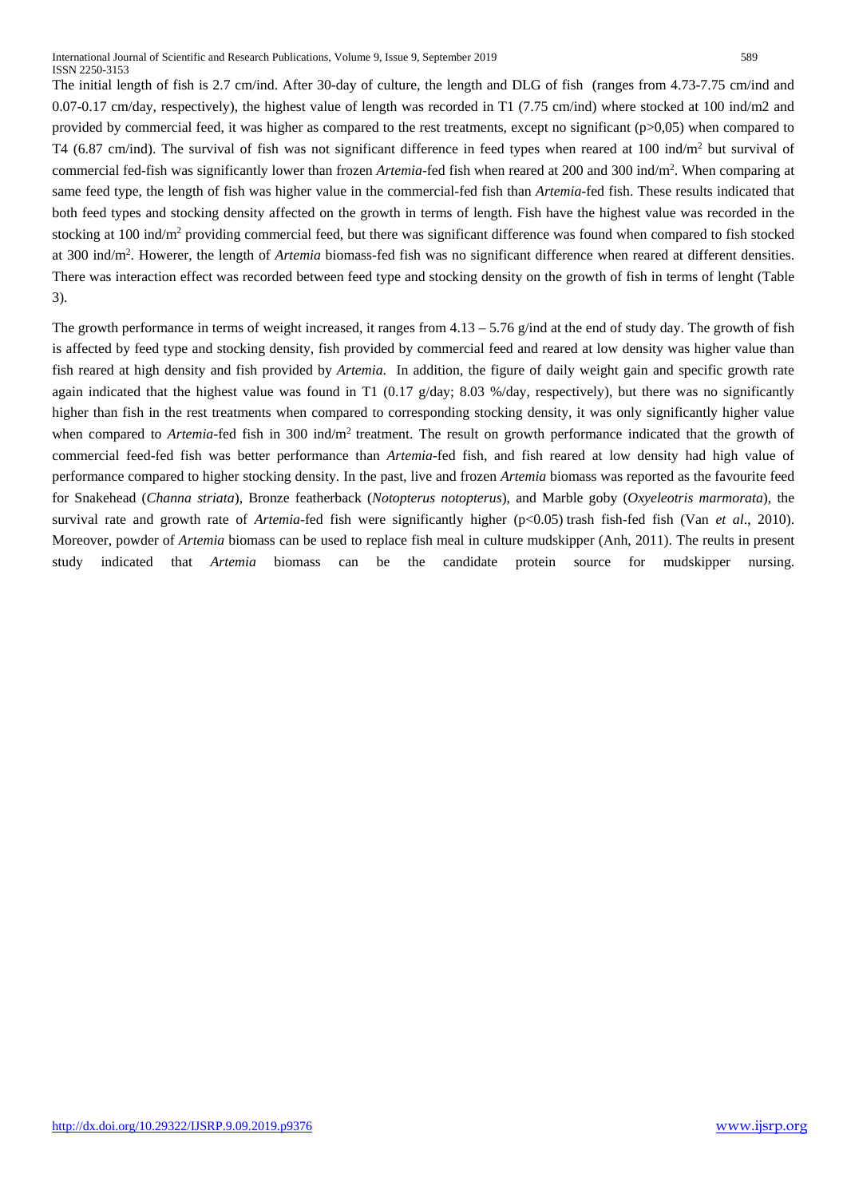The initial length of fish is 2.7 cm/ind. After 30-day of culture, the length and DLG of fish (ranges from 4.73-7.75 cm/ind and 0.07-0.17 cm/day, respectively), the highest value of length was recorded in T1 (7.75 cm/ind) where stocked at 100 ind/m2 and provided by commercial feed, it was higher as compared to the rest treatments, except no significant (p>0,05) when compared to T4 (6.87 cm/ind). The survival of fish was not significant difference in feed types when reared at 100 ind/$m^2$ but survival of commercial fed-fish was significantly lower than frozen *Artemia*-fed fish when reared at 200 and 300 ind/$m^2$. When comparing at same feed type, the length of fish was higher value in the commercial-fed fish than *Artemia*-fed fish. These results indicated that both feed types and stocking density affected on the growth in terms of length. Fish have the highest value was recorded in the stocking at 100 ind/$m^2$ providing commercial feed, but there was significant difference was found when compared to fish stocked at 300 ind/$m^2$. Howerer, the length of *Artemia* biomass-fed fish was no significant difference when reared at different densities. There was interaction effect was recorded between feed type and stocking density on the growth of fish in terms of lenght (Table 3).

The growth performance in terms of weight increased, it ranges from 4.13 – 5.76 g/ind at the end of study day. The growth of fish is affected by feed type and stocking density, fish provided by commercial feed and reared at low density was higher value than fish reared at high density and fish provided by *Artemia*. In addition, the figure of daily weight gain and specific growth rate again indicated that the highest value was found in T1 (0.17 g/day; 8.03 %/day, respectively), but there was no significantly higher than fish in the rest treatments when compared to corresponding stocking density, it was only significantly higher value when compared to *Artemia*-fed fish in 300 ind/$m^2$ treatment. The result on growth performance indicated that the growth of commercial feed-fed fish was better performance than *Artemia*-fed fish, and fish reared at low density had high value of performance compared to higher stocking density. In the past, live and frozen *Artemia* biomass was reported as the favourite feed for Snakehead (*Channa striata*), Bronze featherback (*Notopterus notopterus*), and Marble goby (*Oxyeleotris marmorata*), the survival rate and growth rate of *Artemia*-fed fish were significantly higher (p<0.05) trash fish-fed fish (Van *et al*., 2010). Moreover, powder of *Artemia* biomass can be used to replace fish meal in culture mudskipper (Anh, 2011). The reults in present study indicated that *Artemia* biomass can be the candidate protein source for mudskipper nursing.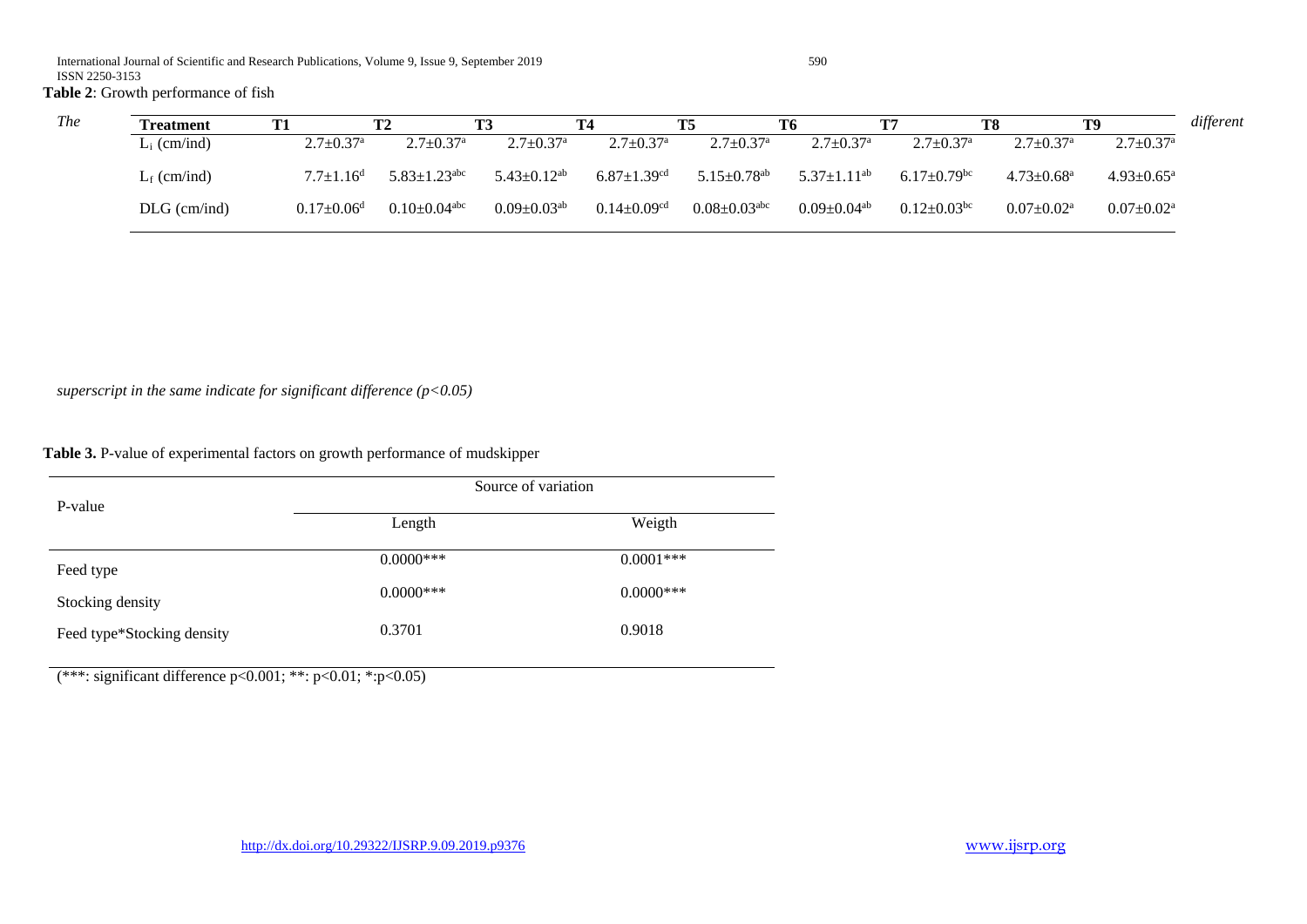**Table 2**: Growth performance of fish

| Treatment | T1 | T2 | T3 | T4 | T5 | T6 | T7 | T8 | T9 |
|---|---|---|---|---|---|---|---|---|---|
| $L_i$ (cm/ind) | 2.7±0.37$^{a}$ | 2.7±0.37$^{a}$ | 2.7±0.37$^{a}$ | 2.7±0.37$^{a}$ | 2.7±0.37$^{a}$ | 2.7±0.37$^{a}$ | 2.7±0.37$^{a}$ | 2.7±0.37$^{a}$ | 2.7±0.37$^{a}$ |
| $L_f$ (cm/ind) | 7.7±1.16$^{d}$ | 5.83±1.23$^{abc}$ | 5.43±0.12$^{ab}$ | 6.87±1.39$^{cd}$ | 5.15±0.78$^{ab}$ | 5.37±1.11$^{ab}$ | 6.17±0.79$^{bc}$ | 4.73±0.68$^{a}$ | 4.93±0.65$^{a}$ |
| DLG (cm/ind) | 0.17±0.06$^{d}$ | 0.10±0.04$^{abc}$ | 0.09±0.03$^{ab}$ | 0.14±0.09$^{cd}$ | 0.08±0.03$^{abc}$ | 0.09±0.04$^{ab}$ | 0.12±0.03$^{bc}$ | 0.07±0.02$^{a}$ | 0.07±0.02$^{a}$ |

*The different superscript in the same indicate for significant difference ($p<0.05$)*

**Table 3.** P-value of experimental factors on growth performance of mudskipper

| P-value | Source of variation | |
|---|---|---|
| | Length | Weigth |
| Feed type | 0.0000*** | 0.0001*** |
| Stocking density | 0.0000*** | 0.0000*** |
| Feed type*Stocking density | 0.3701 | 0.9018 |

(***: significant difference $p<0.001$; **: $p<0.01$; *: $p<0.05$)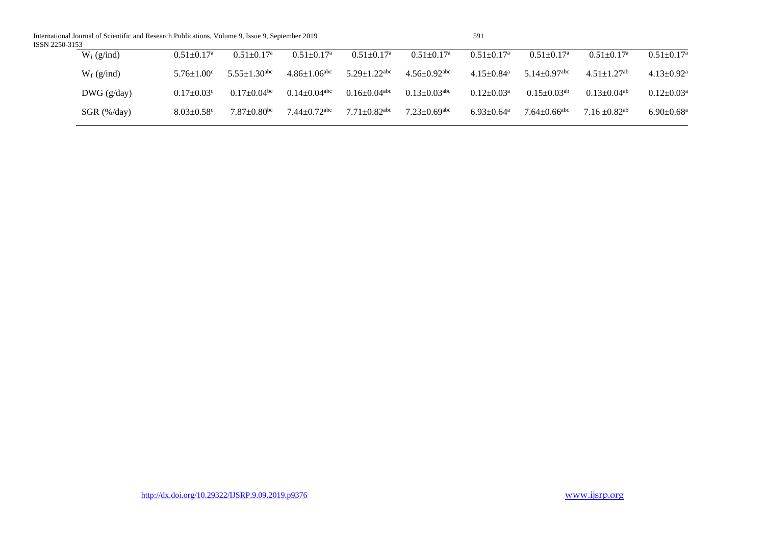| | | | | | | | | | |
|---|---|---|---|---|---|---|---|---|---|
| $W_i$ (g/ind) | 0.51±0.17[a] | 0.51±0.17[a] | 0.51±0.17[a] | 0.51±0.17[a] | 0.51±0.17[a] | 0.51±0.17[a] | 0.51±0.17[a] | 0.51±0.17[a] | 0.51±0.17[a] |
| $W_f$ (g/ind) | 5.76±1.00[c] | 5.55±1.30[abc] | 4.86±1.06[abc] | 5.29±1.22[abc] | 4.56±0.92[abc] | 4.15±0.84[a] | 5.14±0.97[abc] | 4.51±1.27[ab] | 4.13±0.92[a] |
| DWG (g/day) | 0.17±0.03[c] | 0.17±0.04[bc] | 0.14±0.04[abc] | 0.16±0.04[abc] | 0.13±0.03[abc] | 0.12±0.03[a] | 0.15±0.03[ab] | 0.13±0.04[ab] | 0.12±0.03[a] |
| SGR (%/day) | 8.03±0.58[c] | 7.87±0.80[bc] | 7.44±0.72[abc] | 7.71±0.82[abc] | 7.23±0.69[abc] | 6.93±0.64[a] | 7.64±0.66[abc] | 7.16 ±0.82[ab] | 6.90±0.68[a] |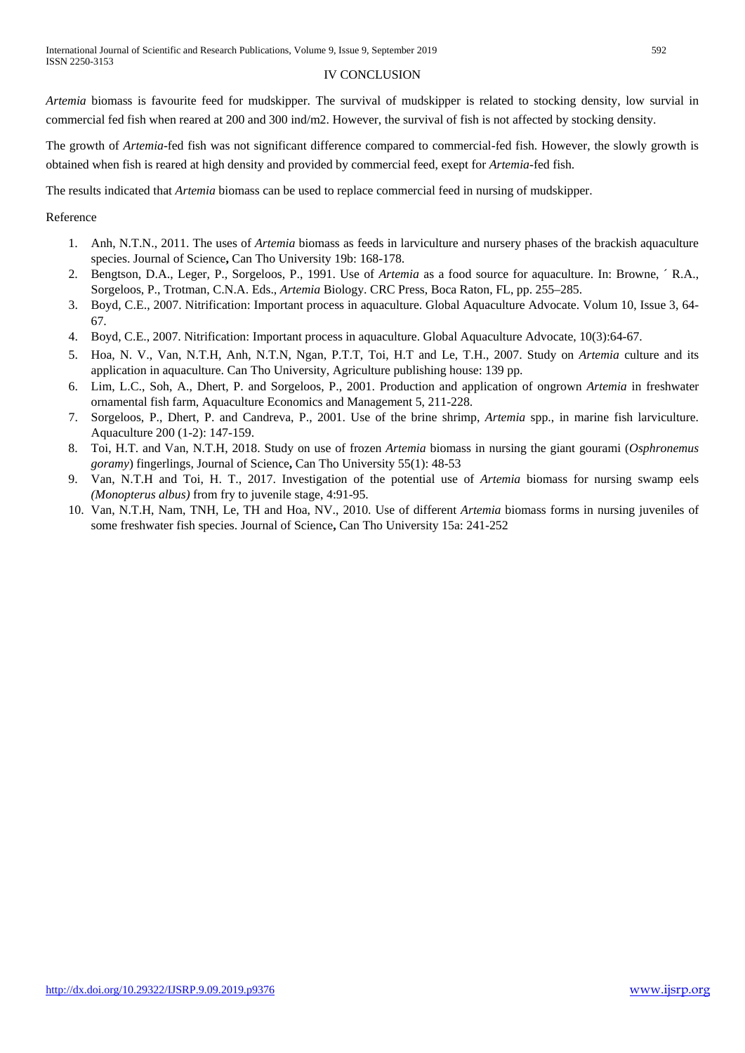## IV CONCLUSION

*Artemia* biomass is favourite feed for mudskipper. The survival of mudskipper is related to stocking density, low survial in commercial fed fish when reared at 200 and 300 ind/m2. However, the survival of fish is not affected by stocking density.

The growth of *Artemia*-fed fish was not significant difference compared to commercial-fed fish. However, the slowly growth is obtained when fish is reared at high density and provided by commercial feed, exept for *Artemia*-fed fish.

The results indicated that *Artemia* biomass can be used to replace commercial feed in nursing of mudskipper.

Reference

1. Anh, N.T.N., 2011. The uses of *Artemia* biomass as feeds in larviculture and nursery phases of the brackish aquaculture species. Journal of Science**,** Can Tho University 19b: 168-178.
2. Bengtson, D.A., Leger, P., Sorgeloos, P., 1991. Use of *Artemia* as a food source for aquaculture. In: Browne, ´ R.A., Sorgeloos, P., Trotman, C.N.A. Eds., *Artemia* Biology. CRC Press, Boca Raton, FL, pp. 255–285.
3. Boyd, C.E., 2007. Nitrification: Important process in aquaculture. Global Aquaculture Advocate. Volum 10, Issue 3, 64-67.
4. Boyd, C.E., 2007. Nitrification: Important process in aquaculture. Global Aquaculture Advocate, 10(3):64-67.
5. Hoa, N. V., Van, N.T.H, Anh, N.T.N, Ngan, P.T.T, Toi, H.T and Le, T.H., 2007. Study on *Artemia* culture and its application in aquaculture. Can Tho University, Agriculture publishing house: 139 pp.
6. Lim, L.C., Soh, A., Dhert, P. and Sorgeloos, P., 2001. Production and application of ongrown *Artemia* in freshwater ornamental fish farm, Aquaculture Economics and Management 5, 211-228.
7. Sorgeloos, P., Dhert, P. and Candreva, P., 2001. Use of the brine shrimp, *Artemia* spp., in marine fish larviculture. Aquaculture 200 (1-2): 147-159.
8. Toi, H.T. and Van, N.T.H, 2018. Study on use of frozen *Artemia* biomass in nursing the giant gourami (*Osphronemus goramy*) fingerlings, Journal of Science**,** Can Tho University 55(1): 48-53
9. Van, N.T.H and Toi, H. T., 2017. Investigation of the potential use of *Artemia* biomass for nursing swamp eels *(Monopterus albus)* from fry to juvenile stage, 4:91-95.
10. Van, N.T.H, Nam, TNH, Le, TH and Hoa, NV., 2010. Use of different *Artemia* biomass forms in nursing juveniles of some freshwater fish species. Journal of Science**,** Can Tho University 15a: 241-252